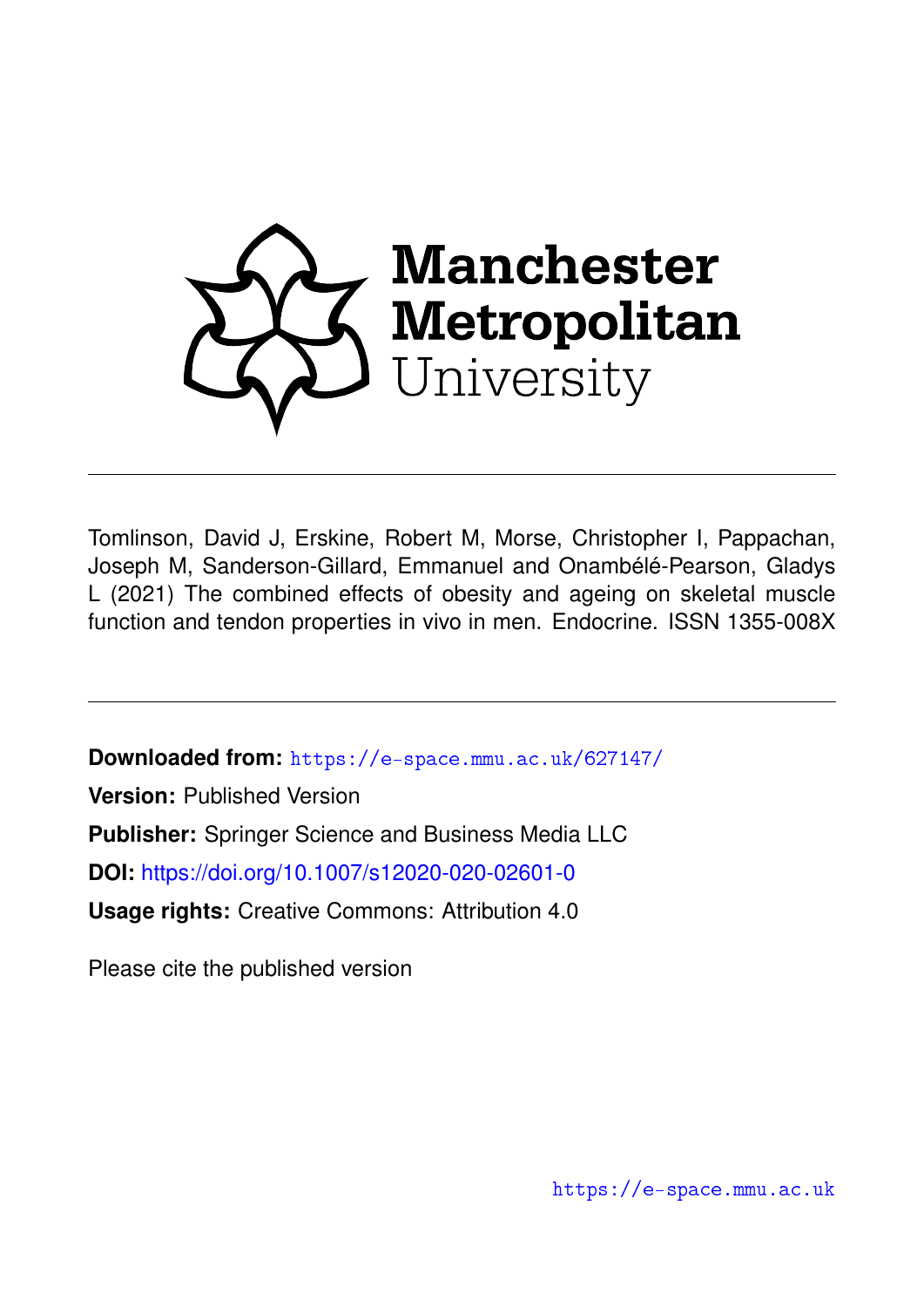Manchester Metropolitan University

Tomlinson, David J, Erskine, Robert M, Morse, Christopher I, Pappachan, Joseph M, Sanderson-Gillard, Emmanuel and Onambélé-Pearson, Gladys L (2021) The combined effects of obesity and ageing on skeletal muscle function and tendon properties in vivo in men. Endocrine. ISSN 1355-008X

**Downloaded from:** https://e-space.mmu.ac.uk/627147/

**Version:** Published Version

**Publisher:** Springer Science and Business Media LLC

**DOI:** https://doi.org/10.1007/s12020-020-02601-0

**Usage rights:** Creative Commons: Attribution 4.0

Please cite the published version

https://e-space.mmu.ac.uk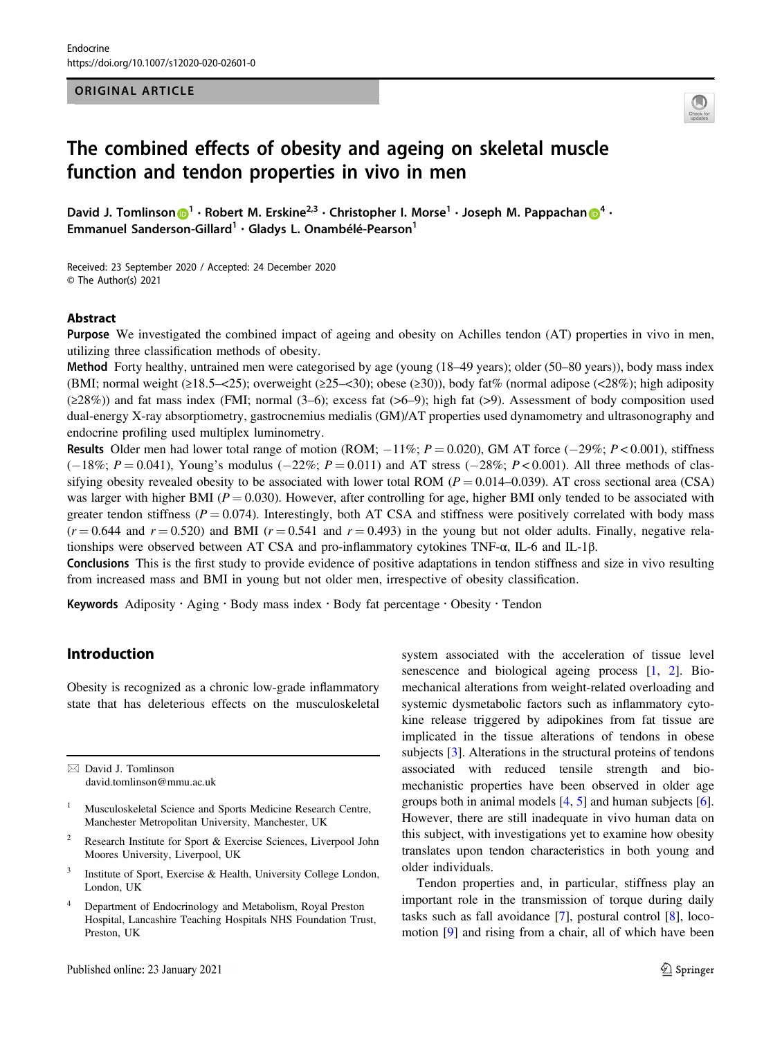# The combined effects of obesity and ageing on skeletal muscle function and tendon properties in vivo in men

**David J. Tomlinson**[1] · **Robert M. Erskine**[2,3] · **Christopher I. Morse**[1] · **Joseph M. Pappachan**[4] · **Emmanuel Sanderson-Gillard**[1] · **Gladys L. Onambélé-Pearson**[1]

Received: 23 September 2020 / Accepted: 24 December 2020
© The Author(s) 2021

## Abstract

**Purpose** We investigated the combined impact of ageing and obesity on Achilles tendon (AT) properties in vivo in men, utilizing three classification methods of obesity.

**Method** Forty healthy, untrained men were categorised by age (young (18–49 years); older (50–80 years)), body mass index (BMI; normal weight (≥18.5–<25); overweight (≥25–<30); obese (≥30)), body fat% (normal adipose (<28%); high adiposity (≥28%)) and fat mass index (FMI; normal (3–6); excess fat (>6–9); high fat (>9). Assessment of body composition used dual-energy X-ray absorptiometry, gastrocnemius medialis (GM)/AT properties used dynamometry and ultrasonography and endocrine profiling used multiplex luminometry.

**Results** Older men had lower total range of motion (ROM; −11%; $P = 0.020$), GM AT force (−29%; $P < 0.001$), stiffness (−18%; $P = 0.041$), Young's modulus (−22%; $P = 0.011$) and AT stress (−28%; $P < 0.001$). All three methods of classifying obesity revealed obesity to be associated with lower total ROM ($P = 0.014$–$0.039$). AT cross sectional area (CSA) was larger with higher BMI ($P = 0.030$). However, after controlling for age, higher BMI only tended to be associated with greater tendon stiffness ($P = 0.074$). Interestingly, both AT CSA and stiffness were positively correlated with body mass ($r = 0.644$ and $r = 0.520$) and BMI ($r = 0.541$ and $r = 0.493$) in the young but not older adults. Finally, negative relationships were observed between AT CSA and pro-inflammatory cytokines TNF-α, IL-6 and IL-1β.

**Conclusions** This is the first study to provide evidence of positive adaptations in tendon stiffness and size in vivo resulting from increased mass and BMI in young but not older men, irrespective of obesity classification.

**Keywords** Adiposity · Aging · Body mass index · Body fat percentage · Obesity · Tendon

## Introduction

Obesity is recognized as a chronic low-grade inflammatory state that has deleterious effects on the musculoskeletal system associated with the acceleration of tissue level senescence and biological ageing process [1, 2]. Biomechanical alterations from weight-related overloading and systemic dysmetabolic factors such as inflammatory cytokine release triggered by adipokines from fat tissue are implicated in the tissue alterations of tendons in obese subjects [3]. Alterations in the structural proteins of tendons associated with reduced tensile strength and biomechanistic properties have been observed in older age groups both in animal models [4, 5] and human subjects [6]. However, there are still inadequate in vivo human data on this subject, with investigations yet to examine how obesity translates upon tendon characteristics in both young and older individuals.

Tendon properties and, in particular, stiffness play an important role in the transmission of torque during daily tasks such as fall avoidance [7], postural control [8], locomotion [9] and rising from a chair, all of which have been

---

✉ David J. Tomlinson
david.tomlinson@mmu.ac.uk

[1] Musculoskeletal Science and Sports Medicine Research Centre, Manchester Metropolitan University, Manchester, UK

[2] Research Institute for Sport & Exercise Sciences, Liverpool John Moores University, Liverpool, UK

[3] Institute of Sport, Exercise & Health, University College London, London, UK

[4] Department of Endocrinology and Metabolism, Royal Preston Hospital, Lancashire Teaching Hospitals NHS Foundation Trust, Preston, UK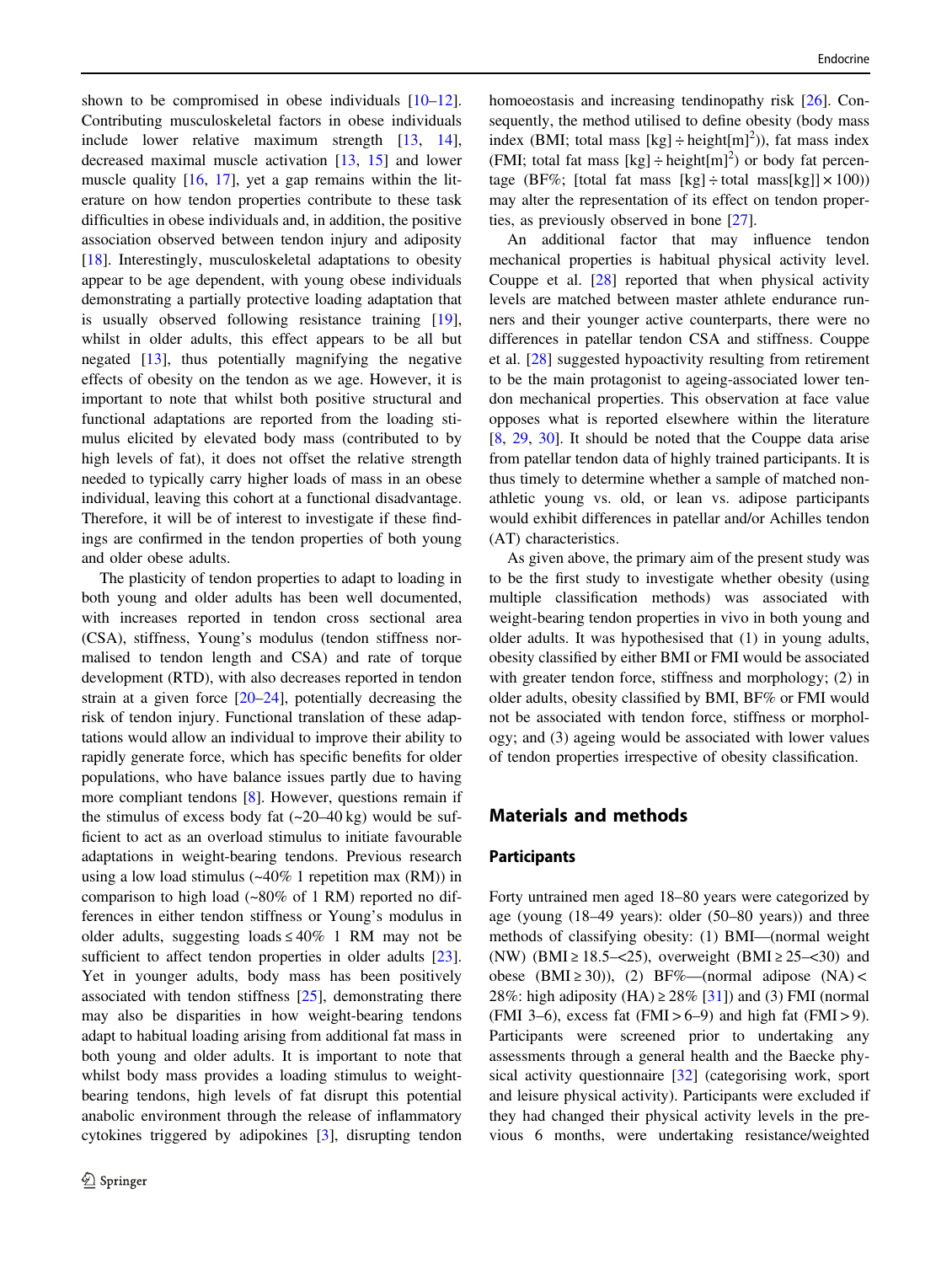shown to be compromised in obese individuals [10–12]. Contributing musculoskeletal factors in obese individuals include lower relative maximum strength [13, 14], decreased maximal muscle activation [13, 15] and lower muscle quality [16, 17], yet a gap remains within the literature on how tendon properties contribute to these task difficulties in obese individuals and, in addition, the positive association observed between tendon injury and adiposity [18]. Interestingly, musculoskeletal adaptations to obesity appear to be age dependent, with young obese individuals demonstrating a partially protective loading adaptation that is usually observed following resistance training [19], whilst in older adults, this effect appears to be all but negated [13], thus potentially magnifying the negative effects of obesity on the tendon as we age. However, it is important to note that whilst both positive structural and functional adaptations are reported from the loading stimulus elicited by elevated body mass (contributed to by high levels of fat), it does not offset the relative strength needed to typically carry higher loads of mass in an obese individual, leaving this cohort at a functional disadvantage. Therefore, it will be of interest to investigate if these findings are confirmed in the tendon properties of both young and older obese adults.

The plasticity of tendon properties to adapt to loading in both young and older adults has been well documented, with increases reported in tendon cross sectional area (CSA), stiffness, Young's modulus (tendon stiffness normalised to tendon length and CSA) and rate of torque development (RTD), with also decreases reported in tendon strain at a given force [20–24], potentially decreasing the risk of tendon injury. Functional translation of these adaptations would allow an individual to improve their ability to rapidly generate force, which has specific benefits for older populations, who have balance issues partly due to having more compliant tendons [8]. However, questions remain if the stimulus of excess body fat (~20–40 kg) would be sufficient to act as an overload stimulus to initiate favourable adaptations in weight-bearing tendons. Previous research using a low load stimulus (~40% 1 repetition max (RM)) in comparison to high load (~80% of 1 RM) reported no differences in either tendon stiffness or Young's modulus in older adults, suggesting loads ≤ 40% 1 RM may not be sufficient to affect tendon properties in older adults [23]. Yet in younger adults, body mass has been positively associated with tendon stiffness [25], demonstrating there may also be disparities in how weight-bearing tendons adapt to habitual loading arising from additional fat mass in both young and older adults. It is important to note that whilst body mass provides a loading stimulus to weight-bearing tendons, high levels of fat disrupt this potential anabolic environment through the release of inflammatory cytokines triggered by adipokines [3], disrupting tendon homoeostasis and increasing tendinopathy risk [26]. Consequently, the method utilised to define obesity (body mass index (BMI; total mass [kg] ÷ height[m]$^2$)), fat mass index (FMI; total fat mass [kg] ÷ height[m]$^2$) or body fat percentage (BF%; [total fat mass [kg] ÷ total mass[kg]] × 100)) may alter the representation of its effect on tendon properties, as previously observed in bone [27].

An additional factor that may influence tendon mechanical properties is habitual physical activity level. Couppe et al. [28] reported that when physical activity levels are matched between master athlete endurance runners and their younger active counterparts, there were no differences in patellar tendon CSA and stiffness. Couppe et al. [28] suggested hypoactivity resulting from retirement to be the main protagonist to ageing-associated lower tendon mechanical properties. This observation at face value opposes what is reported elsewhere within the literature [8, 29, 30]. It should be noted that the Couppe data arise from patellar tendon data of highly trained participants. It is thus timely to determine whether a sample of matched non-athletic young vs. old, or lean vs. adipose participants would exhibit differences in patellar and/or Achilles tendon (AT) characteristics.

As given above, the primary aim of the present study was to be the first study to investigate whether obesity (using multiple classification methods) was associated with weight-bearing tendon properties in vivo in both young and older adults. It was hypothesised that (1) in young adults, obesity classified by either BMI or FMI would be associated with greater tendon force, stiffness and morphology; (2) in older adults, obesity classified by BMI, BF% or FMI would not be associated with tendon force, stiffness or morphology; and (3) ageing would be associated with lower values of tendon properties irrespective of obesity classification.

## Materials and methods

### Participants

Forty untrained men aged 18–80 years were categorized by age (young (18–49 years): older (50–80 years)) and three methods of classifying obesity: (1) BMI—(normal weight (NW) (BMI ≥ 18.5–<25), overweight (BMI ≥ 25–<30) and obese (BMI ≥ 30)), (2) BF%—(normal adipose (NA) < 28%: high adiposity (HA) ≥ 28% [31]) and (3) FMI (normal (FMI 3–6), excess fat (FMI > 6–9) and high fat (FMI > 9). Participants were screened prior to undertaking any assessments through a general health and the Baecke physical activity questionnaire [32] (categorising work, sport and leisure physical activity). Participants were excluded if they had changed their physical activity levels in the previous 6 months, were undertaking resistance/weighted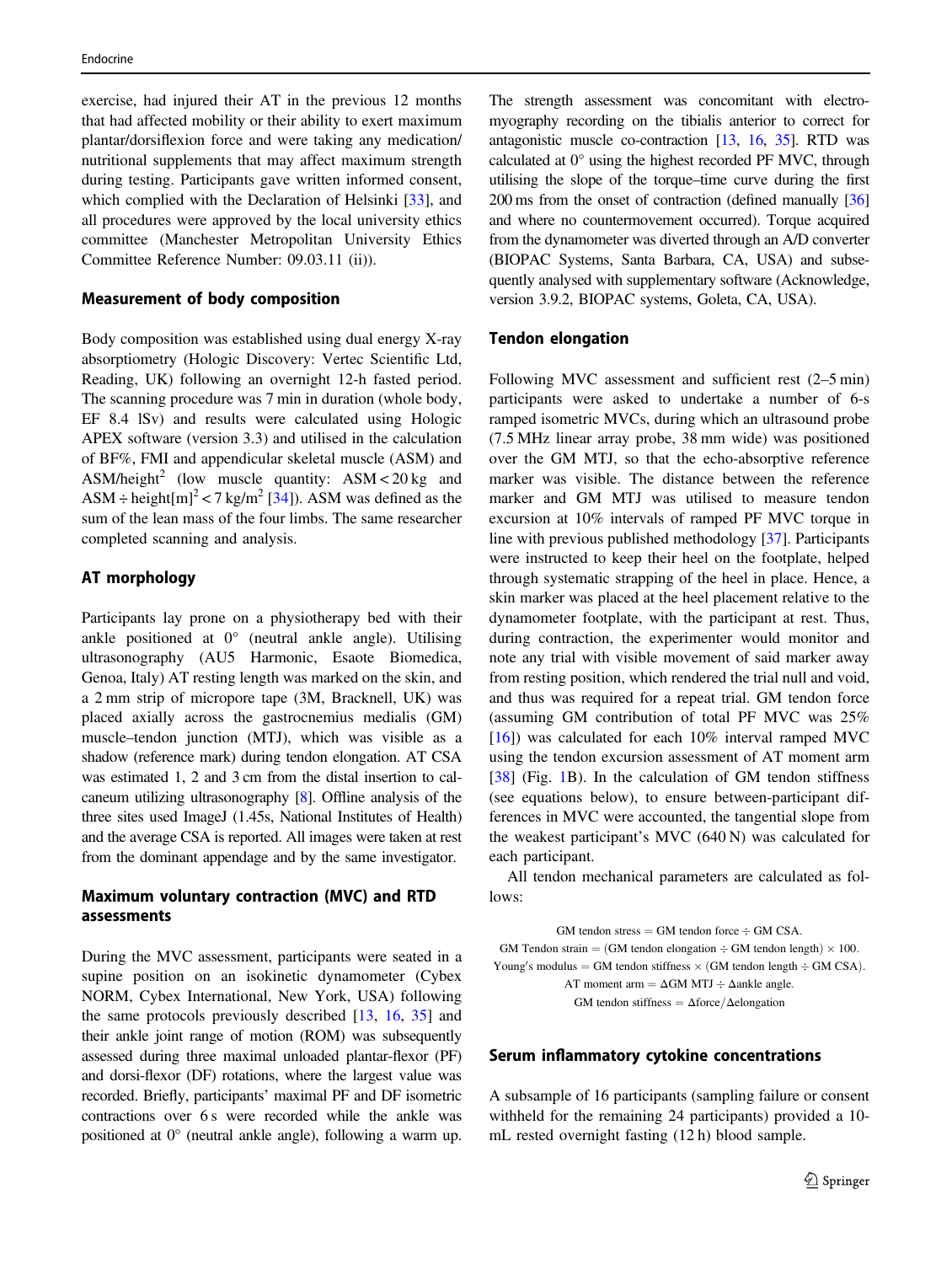exercise, had injured their AT in the previous 12 months that had affected mobility or their ability to exert maximum plantar/dorsiflexion force and were taking any medication/nutritional supplements that may affect maximum strength during testing. Participants gave written informed consent, which complied with the Declaration of Helsinki [33], and all procedures were approved by the local university ethics committee (Manchester Metropolitan University Ethics Committee Reference Number: 09.03.11 (ii)).

### Measurement of body composition

Body composition was established using dual energy X-ray absorptiometry (Hologic Discovery: Vertec Scientific Ltd, Reading, UK) following an overnight 12-h fasted period. The scanning procedure was 7 min in duration (whole body, EF 8.4 lSv) and results were calculated using Hologic APEX software (version 3.3) and utilised in the calculation of BF%, FMI and appendicular skeletal muscle (ASM) and ASM/height$^2$ (low muscle quantity: ASM < 20 kg and ASM ÷ height[m]$^2$ < 7 kg/m$^2$ [34]). ASM was defined as the sum of the lean mass of the four limbs. The same researcher completed scanning and analysis.

### AT morphology

Participants lay prone on a physiotherapy bed with their ankle positioned at 0° (neutral ankle angle). Utilising ultrasonography (AU5 Harmonic, Esaote Biomedica, Genoa, Italy) AT resting length was marked on the skin, and a 2 mm strip of micropore tape (3M, Bracknell, UK) was placed axially across the gastrocnemius medialis (GM) muscle–tendon junction (MTJ), which was visible as a shadow (reference mark) during tendon elongation. AT CSA was estimated 1, 2 and 3 cm from the distal insertion to calcaneum utilizing ultrasonography [8]. Offline analysis of the three sites used ImageJ (1.45s, National Institutes of Health) and the average CSA is reported. All images were taken at rest from the dominant appendage and by the same investigator.

### Maximum voluntary contraction (MVC) and RTD assessments

During the MVC assessment, participants were seated in a supine position on an isokinetic dynamometer (Cybex NORM, Cybex International, New York, USA) following the same protocols previously described [13, 16, 35] and their ankle joint range of motion (ROM) was subsequently assessed during three maximal unloaded plantar-flexor (PF) and dorsi-flexor (DF) rotations, where the largest value was recorded. Briefly, participants' maximal PF and DF isometric contractions over 6 s were recorded while the ankle was positioned at 0° (neutral ankle angle), following a warm up. The strength assessment was concomitant with electromyography recording on the tibialis anterior to correct for antagonistic muscle co-contraction [13, 16, 35]. RTD was calculated at 0° using the highest recorded PF MVC, through utilising the slope of the torque–time curve during the first 200 ms from the onset of contraction (defined manually [36] and where no countermovement occurred). Torque acquired from the dynamometer was diverted through an A/D converter (BIOPAC Systems, Santa Barbara, CA, USA) and subsequently analysed with supplementary software (Acknowledge, version 3.9.2, BIOPAC systems, Goleta, CA, USA).

### Tendon elongation

Following MVC assessment and sufficient rest (2–5 min) participants were asked to undertake a number of 6-s ramped isometric MVCs, during which an ultrasound probe (7.5 MHz linear array probe, 38 mm wide) was positioned over the GM MTJ, so that the echo-absorptive reference marker was visible. The distance between the reference marker and GM MTJ was utilised to measure tendon excursion at 10% intervals of ramped PF MVC torque in line with previous published methodology [37]. Participants were instructed to keep their heel on the footplate, helped through systematic strapping of the heel in place. Hence, a skin marker was placed at the heel placement relative to the dynamometer footplate, with the participant at rest. Thus, during contraction, the experimenter would monitor and note any trial with visible movement of said marker away from resting position, which rendered the trial null and void, and thus was required for a repeat trial. GM tendon force (assuming GM contribution of total PF MVC was 25% [16]) was calculated for each 10% interval ramped MVC using the tendon excursion assessment of AT moment arm [38] (Fig. 1B). In the calculation of GM tendon stiffness (see equations below), to ensure between-participant differences in MVC were accounted, the tangential slope from the weakest participant's MVC (640 N) was calculated for each participant.

All tendon mechanical parameters are calculated as follows:

$$\text{GM tendon stress} = \text{GM tendon force} \div \text{GM CSA}.$$

$$\text{GM Tendon strain} = (\text{GM tendon elongation} \div \text{GM tendon length}) \times 100.$$

$$\text{Young's modulus} = \text{GM tendon stiffness} \times (\text{GM tendon length} \div \text{GM CSA}).$$

$$\text{AT moment arm} = \Delta\text{GM MTJ} \div \Delta\text{ankle angle}.$$

$$\text{GM tendon stiffness} = \Delta\text{force}/\Delta\text{elongation}$$

### Serum inflammatory cytokine concentrations

A subsample of 16 participants (sampling failure or consent withheld for the remaining 24 participants) provided a 10-mL rested overnight fasting (12 h) blood sample.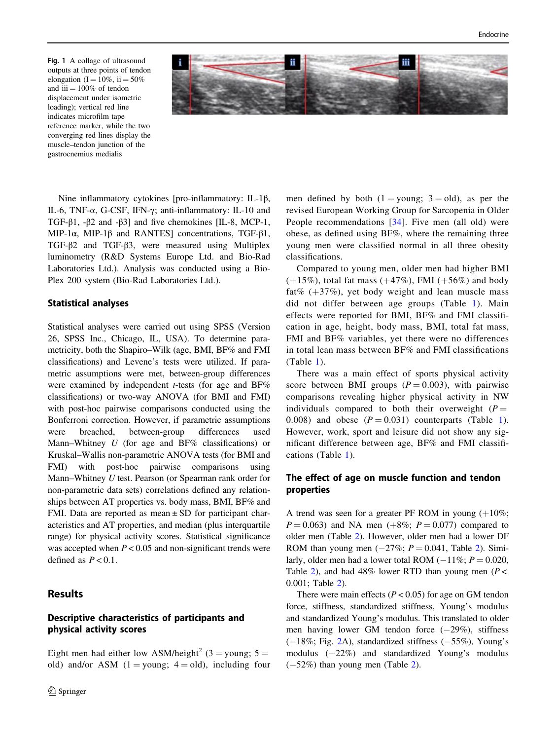Fig. 1 A collage of ultrasound outputs at three points of tendon elongation (I = 10%, ii = 50% and iii = 100% of tendon displacement under isometric loading); vertical red line indicates microfilm tape reference marker, while the two converging red lines display the muscle–tendon junction of the gastrocnemius medialis

Nine inflammatory cytokines [pro-inflammatory: IL-1β, IL-6, TNF-α, G-CSF, IFN-γ; anti-inflammatory: IL-10 and TGF-β1, -β2 and -β3] and five chemokines [IL-8, MCP-1, MIP-1α, MIP-1β and RANTES] concentrations, TGF-β1, TGF-β2 and TGF-β3, were measured using Multiplex luminometry (R&D Systems Europe Ltd. and Bio-Rad Laboratories Ltd.). Analysis was conducted using a Bio-Plex 200 system (Bio-Rad Laboratories Ltd.).

### Statistical analyses

Statistical analyses were carried out using SPSS (Version 26, SPSS Inc., Chicago, IL, USA). To determine parametricity, both the Shapiro–Wilk (age, BMI, BF% and FMI classifications) and Levene's tests were utilized. If parametric assumptions were met, between-group differences were examined by independent *t*-tests (for age and BF% classifications) or two-way ANOVA (for BMI and FMI) with post-hoc pairwise comparisons conducted using the Bonferroni correction. However, if parametric assumptions were breached, between-group differences used Mann–Whitney *U* (for age and BF% classifications) or Kruskal–Wallis non-parametric ANOVA tests (for BMI and FMI) with post-hoc pairwise comparisons using Mann–Whitney *U* test. Pearson (or Spearman rank order for non-parametric data sets) correlations defined any relationships between AT properties vs. body mass, BMI, BF% and FMI. Data are reported as mean ± SD for participant characteristics and AT properties, and median (plus interquartile range) for physical activity scores. Statistical significance was accepted when $P < 0.05$ and non-significant trends were defined as $P < 0.1$.

## Results

### Descriptive characteristics of participants and physical activity scores

Eight men had either low ASM/height$^2$ (3 = young; 5 = old) and/or ASM (1 = young; 4 = old), including four men defined by both (1 = young; 3 = old), as per the revised European Working Group for Sarcopenia in Older People recommendations [34]. Five men (all old) were obese, as defined using BF%, where the remaining three young men were classified normal in all three obesity classifications.

Compared to young men, older men had higher BMI (+15%), total fat mass (+47%), FMI (+56%) and body fat% (+37%), yet body weight and lean muscle mass did not differ between age groups (Table 1). Main effects were reported for BMI, BF% and FMI classification in age, height, body mass, BMI, total fat mass, FMI and BF% variables, yet there were no differences in total lean mass between BF% and FMI classifications (Table 1).

There was a main effect of sports physical activity score between BMI groups ($P = 0.003$), with pairwise comparisons revealing higher physical activity in NW individuals compared to both their overweight ($P = 0.008$) and obese ($P = 0.031$) counterparts (Table 1). However, work, sport and leisure did not show any significant difference between age, BF% and FMI classifications (Table 1).

### The effect of age on muscle function and tendon properties

A trend was seen for a greater PF ROM in young (+10%; $P = 0.063$) and NA men (+8%; $P = 0.077$) compared to older men (Table 2). However, older men had a lower DF ROM than young men (−27%; $P = 0.041$, Table 2). Similarly, older men had a lower total ROM (−11%; $P = 0.020$, Table 2), and had 48% lower RTD than young men ($P < 0.001$; Table 2).

There were main effects ($P < 0.05$) for age on GM tendon force, stiffness, standardized stiffness, Young's modulus and standardized Young's modulus. This translated to older men having lower GM tendon force (−29%), stiffness (−18%; Fig. 2A), standardized stiffness (−55%), Young's modulus (−22%) and standardized Young's modulus (−52%) than young men (Table 2).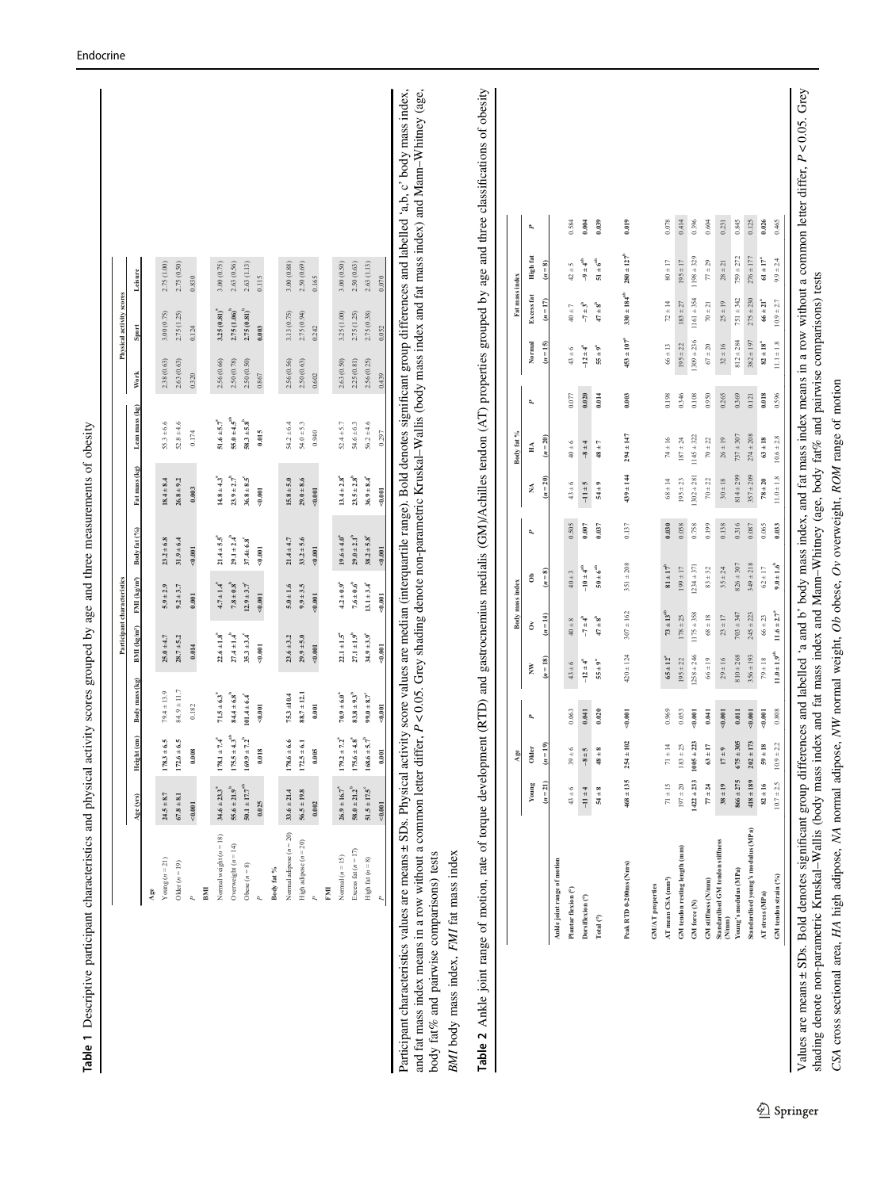**Table 1** Descriptive participant characteristics and physical activity scores grouped by age and three measurements of obesity

| | Participant characteristics | | | | | | | | Physical activity scores | | |
|---|---|---|---|---|---|---|---|---|---|---|---|
| | Age (yrs) | Height (cm) | Body mass (kg) | BMI (kg/m²) | FMI (kg/m²) | Body fat (%) | Fat mass (kg) | Lean mass (kg) | Work | Sport | Leisure |
| **Age** | | | | | | | | | | | |
| Young (*n* = 21) | **24.5 ± 8.7** | **178.3 ± 6.5** | 79.4 ± 13.9 | **25.0 ± 4.7** | **5.9 ± 2.9** | **23.2 ± 6.8** | **18.4 ± 8.4** | 55.3 ± 6.6 | 2.38 (0.63) | 3.00 (0.75) | 2.75 (1.00) |
| Older (*n* = 19) | **67.8 ± 8.1** | **172.6 ± 6.5** | 84.9 ± 11.7 | **28.7 ± 5.2** | **9.2 ± 3.7** | **31.9 ± 6.4** | **26.8 ± 9.2** | 52.8 ± 4.6 | 2.63 (0.63) | 2.75 (1.25) | 2.75 (0.50) |
| *P* | **<0.001** | **0.008** | 0.182 | **0.014** | **0.001** | **<0.001** | **0.003** | 0.174 | 0.320 | 0.124 | 0.830 |
| **BMI** | | | | | | | | | | | |
| Normal weight (*n* = 18) | **34.6 ± 23.3[a]** | **178.1 ± 7.4[a]** | **71.5 ± 6.3[a]** | **22.6 ± 1.8[a]** | **4.7 ± 1.4[a]** | **21.4 ± 5.4[a]** | **14.8 ± 4.3[a]** | **51.6 ± 5.7[a]** | 2.56 (0.66) | **3.25 (0.81)[a]** | 3.00 (0.75) |
| Overweight (*n* = 14) | **55.6 ± 21.9[b]** | **175.5 ± 4.3[ab]** | **84.4 ± 6.8[b]** | **27.4 ± 1.4[b]** | **7.8 ± 0.8[b]** | **29.1 ± 2.4[b]** | **23.9 ± 2.7[b]** | **55.0 ± 4.5[ab]** | 2.50 (0.78) | **2.75 (1.06)[b]** | 2.63 (0.56) |
| Obese (*n* = 8) | **50.1 ± 17.7[ab]** | **169.9 ± 7.2[b]** | **101.4 ± 6.4[c]** | **35.3 ± 3.4[c]** | **12.9 ± 3.7[c]** | **37.4 ± 6.8[c]** | **36.8 ± 8.5[c]** | **58.3 ± 5.8[b]** | 2.50 (0.50) | **2.75 (0.81)[b]** | 2.63 (1.13) |
| *P* | **0.025** | **0.018** | **<0.001** | **<0.001** | **<0.001** | **<0.001** | **<0.001** | **0.015** | 0.867 | **0.003** | 0.115 |
| **Body fat %** | | | | | | | | | | | |
| Normal adipose (*n* = 20) | **33.6 ± 21.4** | **178.6 ± 6.6** | **75.3 ± 10.4** | **23.6 ± 3.2** | **5.0 ± 1.6** | **21.4 ± 4.7** | **15.8 ± 5.0** | 54.2 ± 6.4 | 2.56 (0.56) | 3.13 (0.75) | 3.00 (0.88) |
| High adipose (*n* = 20) | **56.5 ± 19.8** | **172.5 ± 6.1** | **88.7 ± 12.1** | **29.9 ± 5.0** | **9.9 ± 3.5** | **33.2 ± 5.6** | **29.0 ± 8.6** | 54.0 ± 5.3 | 2.50 (0.63) | 2.75 (0.94) | 2.50 (0.69) |
| *P* | **0.002** | **0.005** | **0.001** | **<0.001** | **<0.001** | **<0.001** | **<0.001** | 0.940 | 0.602 | 0.242 | 0.165 |
| **FMI** | | | | | | | | | | | |
| Normal (*n* = 15) | **26.9 ± 16.7[a]** | **179.2 ± 7.2[a]** | **70.9 ± 6.0[a]** | **22.1 ± 1.5[a]** | **4.2 ± 0.9[a]** | **19.6 ± 4.0[a]** | **13.4 ± 2.8[a]** | 52.4 ± 5.7 | 2.63 (0.50) | 3.25 (1.00) | 3.00 (0.50) |
| Excess fat (*n* = 17) | **58.0 ± 21.2[b]** | **175.6 ± 4.8[a]** | **83.8 ± 9.3[b]** | **27.1 ± 1.9[b]** | **7.6 ± 0.6[b]** | **29.0 ± 2.1[b]** | **23.5 ± 2.8[b]** | 54.6 ± 6.3 | 2.25 (0.81) | 2.75 (1.25) | 2.50 (0.63) |
| High fat (*n* = 8) | **51.5 ± 17.5[c]** | **168.6 ± 5.7[b]** | **99.0 ± 8.7[c]** | **34.9 ± 3.9[c]** | **13.1 ± 3.4[c]** | **38.2 ± 5.8[c]** | **36.9 ± 8.4[c]** | 56.2 ± 4.6 | 2.56 (0.25) | 2.75 (0.38) | 2.63 (1.13) |
| *P* | **<0.001** | **0.001** | **<0.001** | **<0.001** | **<0.001** | **<0.001** | **<0.001** | 0.297 | 0.439 | 0.052 | 0.079 |

Participant characteristics values are means ± SDs. Physical activity score values are median (interquartile range). Bold denotes significant group differences and labelled 'a,b, c' body mass index, and fat mass index means in a row without a common letter differ, $P < 0.05$. Grey shading denote non-parametric Kruskal–Wallis (body mass index and fat mass index) and Mann–Whitney (age, body fat% and pairwise comparisons) tests

*BMI* body mass index, *FMI* fat mass index

**Table 2** Ankle joint range of motion, rate of torque development (RTD) and gastrocnemius medialis (GM)/Achilles tendon (AT) properties grouped by age and three classifications of obesity

| | Age | | | Body mass index | | | | Body fat % | | | Fat mass index | | | |
|---|---|---|---|---|---|---|---|---|---|---|---|---|---|---|
| | Young | Older | *P* | NW | Ov | Ob | *P* | NA | HA | *P* | Normal | Excess fat | High fat | *P* |
| | (*n* = 21) | (*n* = 19) | | (*n* = 18) | (*n* = 14) | (*n* = 8) | | (*n* = 20) | (*n* = 20) | | (*n* = 15) | (*n* = 17) | (*n* = 8) | |
| **Ankle joint range of motion** | | | | | | | | | | | | | | |
| Plantar flexion (°) | 43 ± 6 | 39 ± 6 | 0.063 | 43 ± 6 | 40 ± 8 | 40 ± 3 | 0.505 | 43 ± 6 | 40 ± 6 | 0.077 | 43 ± 6 | 40 ± 7 | 42 ± 5 | 0.584 |
| Dorsiflexion (°) | **−11 ± 4** | **−8 ± 5** | **0.041** | **−12 ± 4[a]** | **−7 ± 4[b]** | **−10 ± 4[ab]** | **0.007** | **−11 ± 5** | **−8 ± 4** | **0.020** | **−12 ± 4[a]** | **−7 ± 3[b]** | **−9 ± 4[ab]** | **0.004** |
| Total (°) | **54 ± 8** | **48 ± 8** | **0.020** | **55 ± 9[a]** | **47 ± 8[b]** | **50 ± 6[ab]** | **0.037** | **54 ± 9** | **48 ± 7** | **0.014** | **55 ± 9[a]** | **47 ± 8[b]** | **51 ± 6[ab]** | **0.039** |
| **Peak RTD 0-200ms (Nm·s)** | **468 ± 135** | **254 ± 102** | **<0.001** | 420 ± 124 | 307 ± 162 | 351 ± 208 | 0.137 | **439 ± 144** | **294 ± 147** | **0.003** | **453 ± 107[a]** | **330 ± 184[ab]** | **280 ± 127[b]** | **0.019** |
| **GM/AT properties** | | | | | | | | | | | | | | |
| AT mean CSA (mm²) | 71 ± 15 | 71 ± 14 | 0.969 | **65 ± 12[a]** | **73 ± 13[ab]** | **81 ± 17[b]** | **0.030** | 68 ± 14 | 74 ± 16 | 0.198 | 66 ± 13 | 72 ± 14 | 80 ± 17 | 0.078 |
| GM tendon resting length (mm) | 197 ± 20 | 183 ± 25 | 0.053 | 195 ± 22 | 178 ± 25 | 199 ± 17 | 0.058 | 195 ± 23 | 187 ± 24 | 0.346 | 195 ± 22 | 183 ± 27 | 195 ± 17 | 0.414 |
| GM force (N) | **1422 ± 233** | **1005 ± 223** | **<0.001** | 1258 ± 246 | 1175 ± 358 | 1234 ± 371 | 0.758 | 1302 ± 281 | 1145 ± 322 | 0.108 | 1309 ± 236 | 1161 ± 354 | 1198 ± 329 | 0.396 |
| GM stiffness (N/mm) | **77 ± 24** | **63 ± 17** | **0.041** | 66 ± 19 | 68 ± 18 | 83 ± 32 | 0.199 | 70 ± 22 | 70 ± 22 | 0.950 | 67 ± 20 | 70 ± 21 | 77 ± 29 | 0.604 |
| Standardised GM tendon stiffness (N/mm) | **38 ± 19** | **17 ± 9** | **<0.001** | 29 ± 16 | 23 ± 17 | 35 ± 24 | 0.138 | 30 ± 18 | 26 ± 19 | 0.265 | 32 ± 16 | 25 ± 19 | 28 ± 21 | 0.231 |
| Young's modulus (MPa) | **866 ± 275** | **675 ± 305** | **0.011** | 810 ± 268 | 703 ± 347 | 826 ± 307 | 0.316 | 814 ± 299 | 737 ± 307 | 0.369 | 812 ± 284 | 751 ± 342 | 759 ± 272 | 0.845 |
| Standardised young's modulus (MPa) | **418 ± 189** | **202 ± 173** | **<0.001** | 356 ± 193 | 245 ± 223 | 349 ± 218 | 0.087 | 357 ± 209 | 274 ± 208 | 0.121 | 382 ± 197 | 275 ± 230 | 276 ± 177 | 0.125 |
| AT stress (MPa) | **82 ± 16** | **59 ± 18** | **<0.001** | 79 ± 18 | 66 ± 23 | 62 ± 17 | 0.065 | **78 ± 20** | **63 ± 18** | **0.018** | **82 ± 18[a]** | **66 ± 21[a]** | **61 ± 17[a]** | **0.026** |
| GM tendon strain (%) | 10.7 ± 2.5 | 10.9 ± 2.2 | 0.808 | **11.0 ± 1.9[ab]** | **11.6 ± 2.7[a]** | **9.0 ± 1.6[b]** | **0.033** | 11.0 ± 1.8 | 10.6 ± 2.8 | 0.596 | 11.1 ± 1.8 | 10.9 ± 2.7 | 9.9 ± 2.4 | 0.465 |

Values are means ± SDs. Bold denotes significant group differences and labelled 'a and b' body mass index, and fat mass index means in a row without a common letter differ, $P < 0.05$. Grey shading denote non-parametric Kruskal–Wallis (body mass index and fat mass index) and Mann–Whitney (age, body fat% and pairwise comparisons) tests

*CSA* cross sectional area, *HA* high adipose, *NA* normal adipose, *NW* normal weight, *Ob* obese, *Ov* overweight, *ROM* range of motion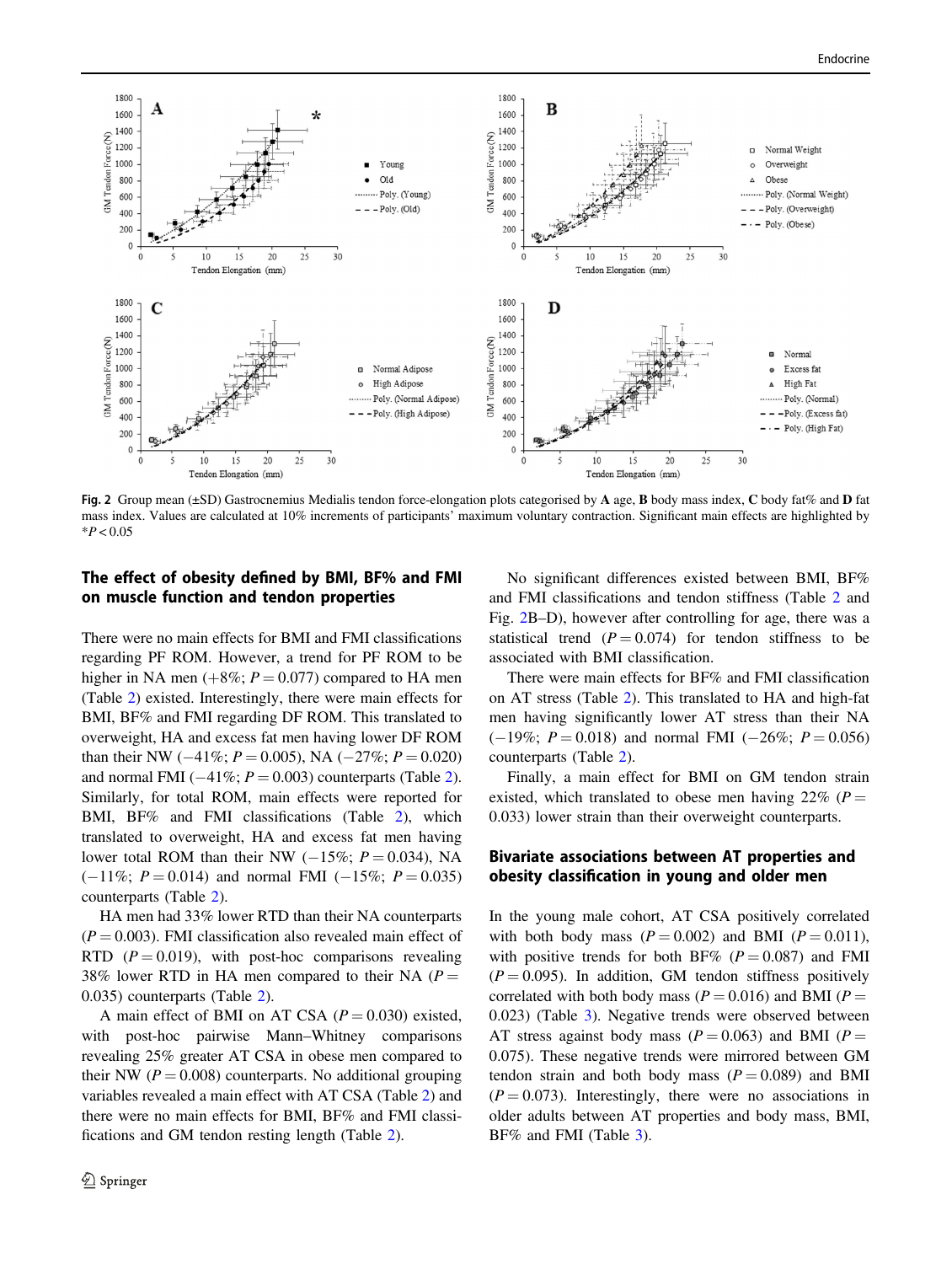Fig. 2 Group mean (±SD) Gastrocnemius Medialis tendon force-elongation plots categorised by **A** age, **B** body mass index, **C** body fat% and **D** fat mass index. Values are calculated at 10% increments of participants' maximum voluntary contraction. Significant main effects are highlighted by $^*P < 0.05$

### The effect of obesity defined by BMI, BF% and FMI on muscle function and tendon properties

There were no main effects for BMI and FMI classifications regarding PF ROM. However, a trend for PF ROM to be higher in NA men (+8%; $P = 0.077$) compared to HA men (Table 2) existed. Interestingly, there were main effects for BMI, BF% and FMI regarding DF ROM. This translated to overweight, HA and excess fat men having lower DF ROM than their NW (−41%; $P = 0.005$), NA (−27%; $P = 0.020$) and normal FMI (−41%; $P = 0.003$) counterparts (Table 2). Similarly, for total ROM, main effects were reported for BMI, BF% and FMI classifications (Table 2), which translated to overweight, HA and excess fat men having lower total ROM than their NW (−15%; $P = 0.034$), NA (−11%; $P = 0.014$) and normal FMI (−15%; $P = 0.035$) counterparts (Table 2).

HA men had 33% lower RTD than their NA counterparts ($P = 0.003$). FMI classification also revealed main effect of RTD ($P = 0.019$), with post-hoc comparisons revealing 38% lower RTD in HA men compared to their NA ($P = 0.035$) counterparts (Table 2).

A main effect of BMI on AT CSA ($P = 0.030$) existed, with post-hoc pairwise Mann–Whitney comparisons revealing 25% greater AT CSA in obese men compared to their NW ($P = 0.008$) counterparts. No additional grouping variables revealed a main effect with AT CSA (Table 2) and there were no main effects for BMI, BF% and FMI classifications and GM tendon resting length (Table 2).

No significant differences existed between BMI, BF% and FMI classifications and tendon stiffness (Table 2 and Fig. 2B–D), however after controlling for age, there was a statistical trend ($P = 0.074$) for tendon stiffness to be associated with BMI classification.

There were main effects for BF% and FMI classification on AT stress (Table 2). This translated to HA and high-fat men having significantly lower AT stress than their NA (−19%; $P = 0.018$) and normal FMI (−26%; $P = 0.056$) counterparts (Table 2).

Finally, a main effect for BMI on GM tendon strain existed, which translated to obese men having 22% ($P = 0.033$) lower strain than their overweight counterparts.

### Bivariate associations between AT properties and obesity classification in young and older men

In the young male cohort, AT CSA positively correlated with both body mass ($P = 0.002$) and BMI ($P = 0.011$), with positive trends for both BF% ($P = 0.087$) and FMI ($P = 0.095$). In addition, GM tendon stiffness positively correlated with both body mass ($P = 0.016$) and BMI ($P = 0.023$) (Table 3). Negative trends were observed between AT stress against body mass ($P = 0.063$) and BMI ($P = 0.075$). These negative trends were mirrored between GM tendon strain and both body mass ($P = 0.089$) and BMI ($P = 0.073$). Interestingly, there were no associations in older adults between AT properties and body mass, BMI, BF% and FMI (Table 3).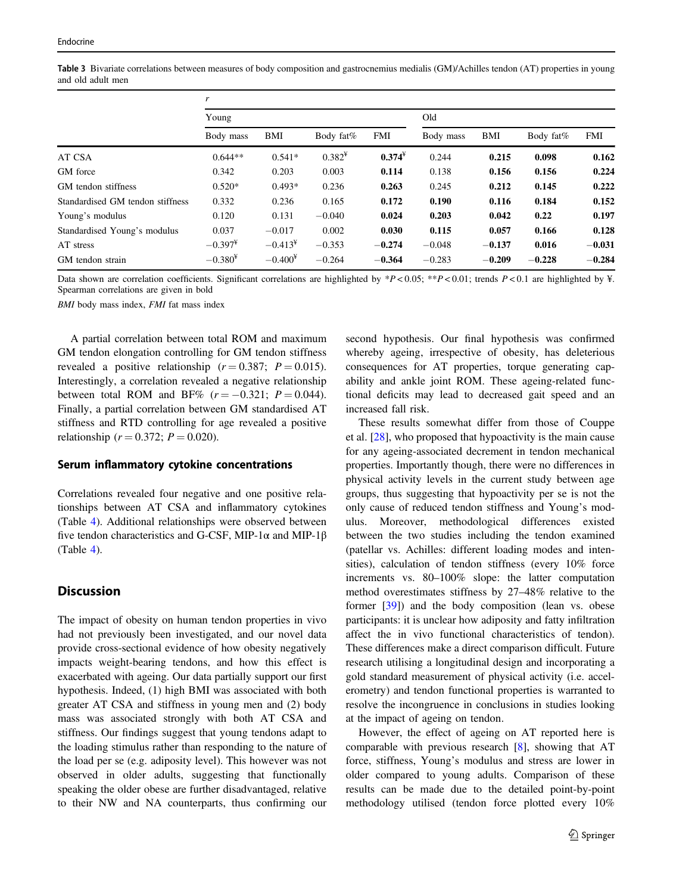**Table 3** Bivariate correlations between measures of body composition and gastrocnemius medialis (GM)/Achilles tendon (AT) properties in young and old adult men

| | *r* | | | | | | | |
|---|---|---|---|---|---|---|---|---|
| | Young | | | | Old | | | |
| | Body mass | BMI | Body fat% | FMI | Body mass | BMI | Body fat% | FMI |
| AT CSA | 0.644** | 0.541* | 0.382[¥] | **0.374**[¥] | 0.244 | **0.215** | **0.098** | **0.162** |
| GM force | 0.342 | 0.203 | 0.003 | **0.114** | 0.138 | **0.156** | **0.156** | **0.224** |
| GM tendon stiffness | 0.520* | 0.493* | 0.236 | **0.263** | 0.245 | **0.212** | **0.145** | **0.222** |
| Standardised GM tendon stiffness | 0.332 | 0.236 | 0.165 | **0.172** | **0.190** | **0.116** | **0.184** | **0.152** |
| Young's modulus | 0.120 | 0.131 | −0.040 | **0.024** | **0.203** | **0.042** | **0.22** | **0.197** |
| Standardised Young's modulus | 0.037 | −0.017 | 0.002 | **0.030** | **0.115** | **0.057** | **0.166** | **0.128** |
| AT stress | −0.397[¥] | −0.413[¥] | −0.353 | **−0.274** | −0.048 | **−0.137** | **0.016** | **−0.031** |
| GM tendon strain | −0.380[¥] | −0.400[¥] | −0.264 | **−0.364** | −0.283 | **−0.209** | **−0.228** | **−0.284** |

Data shown are correlation coefficients. Significant correlations are highlighted by *$P < 0.05$; **$P < 0.01$; trends $P < 0.1$ are highlighted by ¥. Spearman correlations are given in bold

*BMI* body mass index, *FMI* fat mass index

A partial correlation between total ROM and maximum GM tendon elongation controlling for GM tendon stiffness revealed a positive relationship ($r = 0.387$; $P = 0.015$). Interestingly, a correlation revealed a negative relationship between total ROM and BF% ($r = -0.321$; $P = 0.044$). Finally, a partial correlation between GM standardised AT stiffness and RTD controlling for age revealed a positive relationship ($r = 0.372$; $P = 0.020$).

### Serum inflammatory cytokine concentrations

Correlations revealed four negative and one positive relationships between AT CSA and inflammatory cytokines (Table 4). Additional relationships were observed between five tendon characteristics and G-CSF, MIP-1α and MIP-1β (Table 4).

## Discussion

The impact of obesity on human tendon properties in vivo had not previously been investigated, and our novel data provide cross-sectional evidence of how obesity negatively impacts weight-bearing tendons, and how this effect is exacerbated with ageing. Our data partially support our first hypothesis. Indeed, (1) high BMI was associated with both greater AT CSA and stiffness in young men and (2) body mass was associated strongly with both AT CSA and stiffness. Our findings suggest that young tendons adapt to the loading stimulus rather than responding to the nature of the load per se (e.g. adiposity level). This however was not observed in older adults, suggesting that functionally speaking the older obese are further disadvantaged, relative to their NW and NA counterparts, thus confirming our second hypothesis. Our final hypothesis was confirmed whereby ageing, irrespective of obesity, has deleterious consequences for AT properties, torque generating capability and ankle joint ROM. These ageing-related functional deficits may lead to decreased gait speed and an increased fall risk.

These results somewhat differ from those of Couppe et al. [28], who proposed that hypoactivity is the main cause for any ageing-associated decrement in tendon mechanical properties. Importantly though, there were no differences in physical activity levels in the current study between age groups, thus suggesting that hypoactivity per se is not the only cause of reduced tendon stiffness and Young's modulus. Moreover, methodological differences existed between the two studies including the tendon examined (patellar vs. Achilles: different loading modes and intensities), calculation of tendon stiffness (every 10% force increments vs. 80–100% slope: the latter computation method overestimates stiffness by 27–48% relative to the former [39]) and the body composition (lean vs. obese participants: it is unclear how adiposity and fatty infiltration affect the in vivo functional characteristics of tendon). These differences make a direct comparison difficult. Future research utilising a longitudinal design and incorporating a gold standard measurement of physical activity (i.e. accelerometry) and tendon functional properties is warranted to resolve the incongruence in conclusions in studies looking at the impact of ageing on tendon.

However, the effect of ageing on AT reported here is comparable with previous research [8], showing that AT force, stiffness, Young's modulus and stress are lower in older compared to young adults. Comparison of these results can be made due to the detailed point-by-point methodology utilised (tendon force plotted every 10%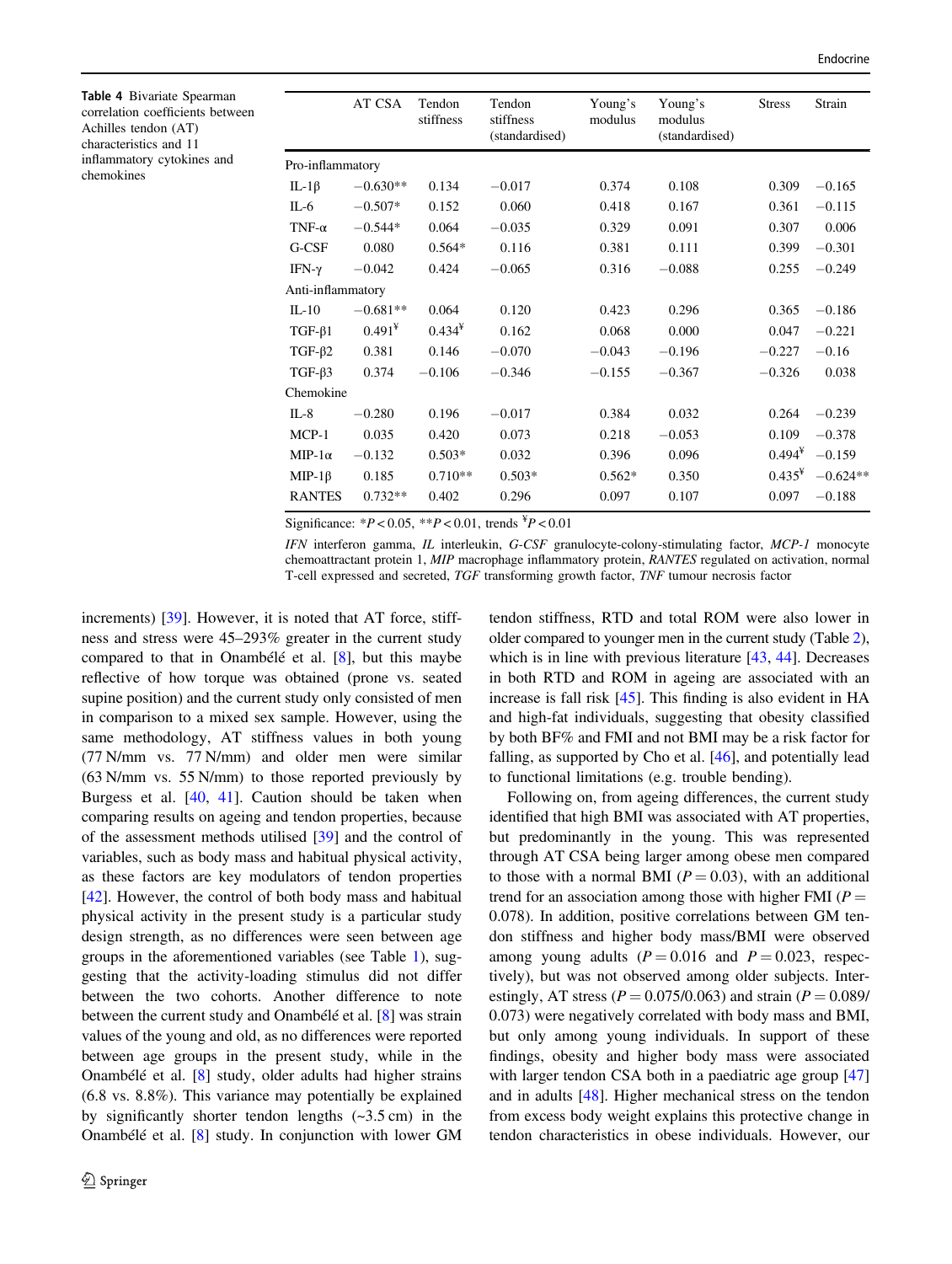**Table 4** Bivariate Spearman correlation coefficients between Achilles tendon (AT) characteristics and 11 inflammatory cytokines and chemokines

| | AT CSA | Tendon stiffness | Tendon stiffness (standardised) | Young's modulus | Young's modulus (standardised) | Stress | Strain |
|---|---|---|---|---|---|---|---|
| Pro-inflammatory | | | | | | | |
| IL-1β | −0.630** | 0.134 | −0.017 | 0.374 | 0.108 | 0.309 | −0.165 |
| IL-6 | −0.507* | 0.152 | 0.060 | 0.418 | 0.167 | 0.361 | −0.115 |
| TNF-α | −0.544* | 0.064 | −0.035 | 0.329 | 0.091 | 0.307 | 0.006 |
| G-CSF | 0.080 | 0.564* | 0.116 | 0.381 | 0.111 | 0.399 | −0.301 |
| IFN-γ | −0.042 | 0.424 | −0.065 | 0.316 | −0.088 | 0.255 | −0.249 |
| Anti-inflammatory | | | | | | | |
| IL-10 | −0.681** | 0.064 | 0.120 | 0.423 | 0.296 | 0.365 | −0.186 |
| TGF-β1 | 0.491¥ | 0.434¥ | 0.162 | 0.068 | 0.000 | 0.047 | −0.221 |
| TGF-β2 | 0.381 | 0.146 | −0.070 | −0.043 | −0.196 | −0.227 | −0.16 |
| TGF-β3 | 0.374 | −0.106 | −0.346 | −0.155 | −0.367 | −0.326 | 0.038 |
| Chemokine | | | | | | | |
| IL-8 | −0.280 | 0.196 | −0.017 | 0.384 | 0.032 | 0.264 | −0.239 |
| MCP-1 | 0.035 | 0.420 | 0.073 | 0.218 | −0.053 | 0.109 | −0.378 |
| MIP-1α | −0.132 | 0.503* | 0.032 | 0.396 | 0.096 | 0.494¥ | −0.159 |
| MIP-1β | 0.185 | 0.710** | 0.503* | 0.562* | 0.350 | 0.435¥ | −0.624** |
| RANTES | 0.732** | 0.402 | 0.296 | 0.097 | 0.107 | 0.097 | −0.188 |

Significance: $^{*}P < 0.05$, $^{**}P < 0.01$, trends ¥$P < 0.01$

*IFN* interferon gamma, *IL* interleukin, *G-CSF* granulocyte-colony-stimulating factor, *MCP-1* monocyte chemoattractant protein 1, *MIP* macrophage inflammatory protein, *RANTES* regulated on activation, normal T-cell expressed and secreted, *TGF* transforming growth factor, *TNF* tumour necrosis factor

increments) [39]. However, it is noted that AT force, stiffness and stress were 45–293% greater in the current study compared to that in Onambélé et al. [8], but this maybe reflective of how torque was obtained (prone vs. seated supine position) and the current study only consisted of men in comparison to a mixed sex sample. However, using the same methodology, AT stiffness values in both young (77 N/mm vs. 77 N/mm) and older men were similar (63 N/mm vs. 55 N/mm) to those reported previously by Burgess et al. [40, 41]. Caution should be taken when comparing results on ageing and tendon properties, because of the assessment methods utilised [39] and the control of variables, such as body mass and habitual physical activity, as these factors are key modulators of tendon properties [42]. However, the control of both body mass and habitual physical activity in the present study is a particular study design strength, as no differences were seen between age groups in the aforementioned variables (see Table 1), suggesting that the activity-loading stimulus did not differ between the two cohorts. Another difference to note between the current study and Onambélé et al. [8] was strain values of the young and old, as no differences were reported between age groups in the present study, while in the Onambélé et al. [8] study, older adults had higher strains (6.8 vs. 8.8%). This variance may potentially be explained by significantly shorter tendon lengths (~3.5 cm) in the Onambélé et al. [8] study. In conjunction with lower GM tendon stiffness, RTD and total ROM were also lower in older compared to younger men in the current study (Table 2), which is in line with previous literature [43, 44]. Decreases in both RTD and ROM in ageing are associated with an increase is fall risk [45]. This finding is also evident in HA and high-fat individuals, suggesting that obesity classified by both BF% and FMI and not BMI may be a risk factor for falling, as supported by Cho et al. [46], and potentially lead to functional limitations (e.g. trouble bending).

Following on, from ageing differences, the current study identified that high BMI was associated with AT properties, but predominantly in the young. This was represented through AT CSA being larger among obese men compared to those with a normal BMI ($P = 0.03$), with an additional trend for an association among those with higher FMI ($P = 0.078$). In addition, positive correlations between GM tendon stiffness and higher body mass/BMI were observed among young adults ($P = 0.016$ and $P = 0.023$, respectively), but was not observed among older subjects. Interestingly, AT stress ($P = 0.075/0.063$) and strain ($P = 0.089/0.073$) were negatively correlated with body mass and BMI, but only among young individuals. In support of these findings, obesity and higher body mass were associated with larger tendon CSA both in a paediatric age group [47] and in adults [48]. Higher mechanical stress on the tendon from excess body weight explains this protective change in tendon characteristics in obese individuals. However, our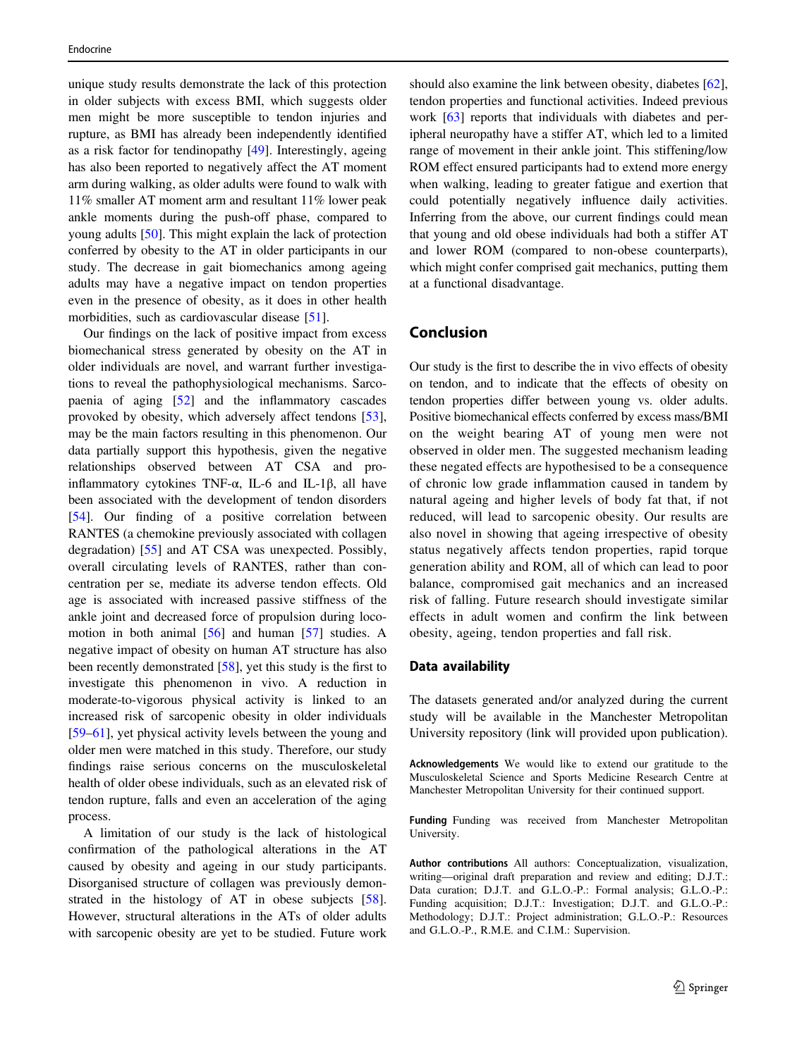unique study results demonstrate the lack of this protection in older subjects with excess BMI, which suggests older men might be more susceptible to tendon injuries and rupture, as BMI has already been independently identified as a risk factor for tendinopathy [49]. Interestingly, ageing has also been reported to negatively affect the AT moment arm during walking, as older adults were found to walk with 11% smaller AT moment arm and resultant 11% lower peak ankle moments during the push-off phase, compared to young adults [50]. This might explain the lack of protection conferred by obesity to the AT in older participants in our study. The decrease in gait biomechanics among ageing adults may have a negative impact on tendon properties even in the presence of obesity, as it does in other health morbidities, such as cardiovascular disease [51].

Our findings on the lack of positive impact from excess biomechanical stress generated by obesity on the AT in older individuals are novel, and warrant further investigations to reveal the pathophysiological mechanisms. Sarcopaenia of aging [52] and the inflammatory cascades provoked by obesity, which adversely affect tendons [53], may be the main factors resulting in this phenomenon. Our data partially support this hypothesis, given the negative relationships observed between AT CSA and pro-inflammatory cytokines TNF-α, IL-6 and IL-1β, all have been associated with the development of tendon disorders [54]. Our finding of a positive correlation between RANTES (a chemokine previously associated with collagen degradation) [55] and AT CSA was unexpected. Possibly, overall circulating levels of RANTES, rather than concentration per se, mediate its adverse tendon effects. Old age is associated with increased passive stiffness of the ankle joint and decreased force of propulsion during locomotion in both animal [56] and human [57] studies. A negative impact of obesity on human AT structure has also been recently demonstrated [58], yet this study is the first to investigate this phenomenon in vivo. A reduction in moderate-to-vigorous physical activity is linked to an increased risk of sarcopenic obesity in older individuals [59–61], yet physical activity levels between the young and older men were matched in this study. Therefore, our study findings raise serious concerns on the musculoskeletal health of older obese individuals, such as an elevated risk of tendon rupture, falls and even an acceleration of the aging process.

A limitation of our study is the lack of histological confirmation of the pathological alterations in the AT caused by obesity and ageing in our study participants. Disorganised structure of collagen was previously demonstrated in the histology of AT in obese subjects [58]. However, structural alterations in the ATs of older adults with sarcopenic obesity are yet to be studied. Future work should also examine the link between obesity, diabetes [62], tendon properties and functional activities. Indeed previous work [63] reports that individuals with diabetes and peripheral neuropathy have a stiffer AT, which led to a limited range of movement in their ankle joint. This stiffening/low ROM effect ensured participants had to extend more energy when walking, leading to greater fatigue and exertion that could potentially negatively influence daily activities. Inferring from the above, our current findings could mean that young and old obese individuals had both a stiffer AT and lower ROM (compared to non-obese counterparts), which might confer comprised gait mechanics, putting them at a functional disadvantage.

## Conclusion

Our study is the first to describe the in vivo effects of obesity on tendon, and to indicate that the effects of obesity on tendon properties differ between young vs. older adults. Positive biomechanical effects conferred by excess mass/BMI on the weight bearing AT of young men were not observed in older men. The suggested mechanism leading these negated effects are hypothesised to be a consequence of chronic low grade inflammation caused in tandem by natural ageing and higher levels of body fat that, if not reduced, will lead to sarcopenic obesity. Our results are also novel in showing that ageing irrespective of obesity status negatively affects tendon properties, rapid torque generation ability and ROM, all of which can lead to poor balance, compromised gait mechanics and an increased risk of falling. Future research should investigate similar effects in adult women and confirm the link between obesity, ageing, tendon properties and fall risk.

### Data availability

The datasets generated and/or analyzed during the current study will be available in the Manchester Metropolitan University repository (link will provided upon publication).

**Acknowledgements** We would like to extend our gratitude to the Musculoskeletal Science and Sports Medicine Research Centre at Manchester Metropolitan University for their continued support.

**Funding** Funding was received from Manchester Metropolitan University.

**Author contributions** All authors: Conceptualization, visualization, writing—original draft preparation and review and editing; D.J.T.: Data curation; D.J.T. and G.L.O.-P.: Formal analysis; G.L.O.-P.: Funding acquisition; D.J.T.: Investigation; D.J.T. and G.L.O.-P.: Methodology; D.J.T.: Project administration; G.L.O.-P.: Resources and G.L.O.-P., R.M.E. and C.I.M.: Supervision.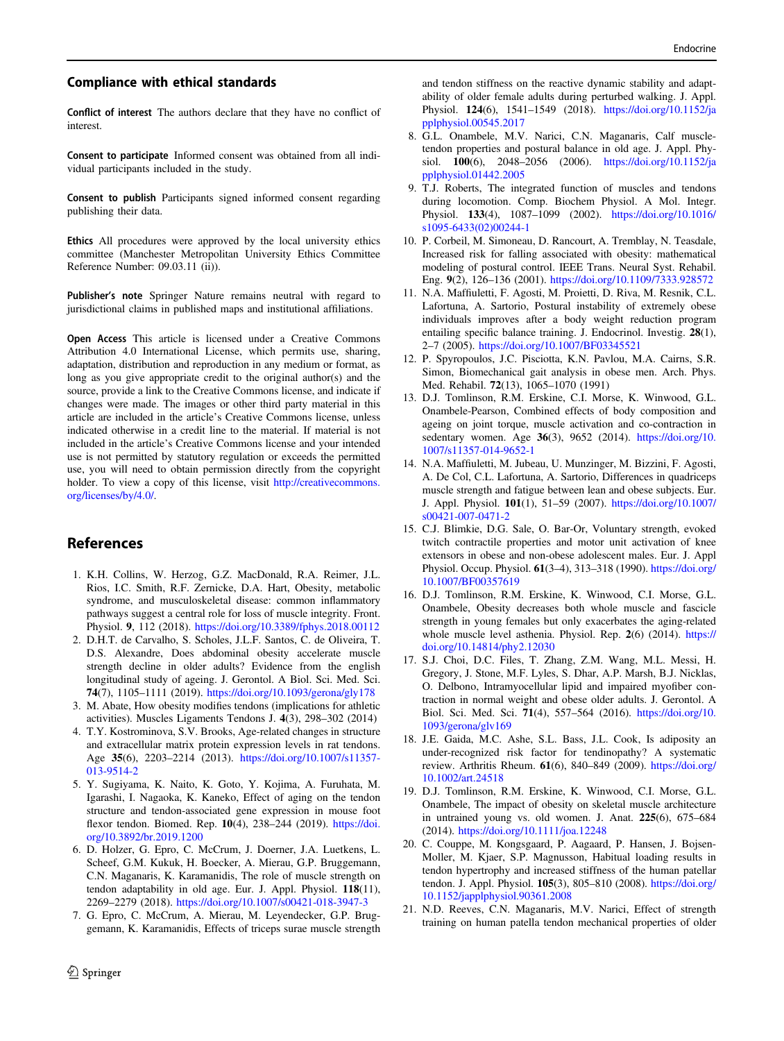## Compliance with ethical standards

**Conflict of interest** The authors declare that they have no conflict of interest.

**Consent to participate** Informed consent was obtained from all individual participants included in the study.

**Consent to publish** Participants signed informed consent regarding publishing their data.

**Ethics** All procedures were approved by the local university ethics committee (Manchester Metropolitan University Ethics Committee Reference Number: 09.03.11 (ii)).

**Publisher's note** Springer Nature remains neutral with regard to jurisdictional claims in published maps and institutional affiliations.

**Open Access** This article is licensed under a Creative Commons Attribution 4.0 International License, which permits use, sharing, adaptation, distribution and reproduction in any medium or format, as long as you give appropriate credit to the original author(s) and the source, provide a link to the Creative Commons license, and indicate if changes were made. The images or other third party material in this article are included in the article's Creative Commons license, unless indicated otherwise in a credit line to the material. If material is not included in the article's Creative Commons license and your intended use is not permitted by statutory regulation or exceeds the permitted use, you will need to obtain permission directly from the copyright holder. To view a copy of this license, visit http://creativecommons.org/licenses/by/4.0/.

## References

1. K.H. Collins, W. Herzog, G.Z. MacDonald, R.A. Reimer, J.L. Rios, I.C. Smith, R.F. Zernicke, D.A. Hart, Obesity, metabolic syndrome, and musculoskeletal disease: common inflammatory pathways suggest a central role for loss of muscle integrity. Front. Physiol. **9**, 112 (2018). https://doi.org/10.3389/fphys.2018.00112
2. D.H.T. de Carvalho, S. Scholes, J.L.F. Santos, C. de Oliveira, T. D.S. Alexandre, Does abdominal obesity accelerate muscle strength decline in older adults? Evidence from the english longitudinal study of ageing. J. Gerontol. A Biol. Sci. Med. Sci. **74**(7), 1105–1111 (2019). https://doi.org/10.1093/gerona/gly178
3. M. Abate, How obesity modifies tendons (implications for athletic activities). Muscles Ligaments Tendons J. **4**(3), 298–302 (2014)
4. T.Y. Kostrominova, S.V. Brooks, Age-related changes in structure and extracellular matrix protein expression levels in rat tendons. Age **35**(6), 2203–2214 (2013). https://doi.org/10.1007/s11357-013-9514-2
5. Y. Sugiyama, K. Naito, K. Goto, Y. Kojima, A. Furuhata, M. Igarashi, I. Nagaoka, K. Kaneko, Effect of aging on the tendon structure and tendon-associated gene expression in mouse foot flexor tendon. Biomed. Rep. **10**(4), 238–244 (2019). https://doi.org/10.3892/br.2019.1200
6. D. Holzer, G. Epro, C. McCrum, J. Doerner, J.A. Luetkens, L. Scheef, G.M. Kukuk, H. Boecker, A. Mierau, G.P. Bruggemann, C.N. Maganaris, K. Karamanidis, The role of muscle strength on tendon adaptability in old age. Eur. J. Appl. Physiol. **118**(11), 2269–2279 (2018). https://doi.org/10.1007/s00421-018-3947-3
7. G. Epro, C. McCrum, A. Mierau, M. Leyendecker, G.P. Bruggemann, K. Karamanidis, Effects of triceps surae muscle strength and tendon stiffness on the reactive dynamic stability and adaptability of older female adults during perturbed walking. J. Appl. Physiol. **124**(6), 1541–1549 (2018). https://doi.org/10.1152/japplphysiol.00545.2017
8. G.L. Onambele, M.V. Narici, C.N. Maganaris, Calf muscle-tendon properties and postural balance in old age. J. Appl. Physiol. **100**(6), 2048–2056 (2006). https://doi.org/10.1152/japplphysiol.01442.2005
9. T.J. Roberts, The integrated function of muscles and tendons during locomotion. Comp. Biochem Physiol. A Mol. Integr. Physiol. **133**(4), 1087–1099 (2002). https://doi.org/10.1016/s1095-6433(02)00244-1
10. P. Corbeil, M. Simoneau, D. Rancourt, A. Tremblay, N. Teasdale, Increased risk for falling associated with obesity: mathematical modeling of postural control. IEEE Trans. Neural Syst. Rehabil. Eng. **9**(2), 126–136 (2001). https://doi.org/10.1109/7333.928572
11. N.A. Maffiuletti, F. Agosti, M. Proietti, D. Riva, M. Resnik, C.L. Lafortuna, A. Sartorio, Postural instability of extremely obese individuals improves after a body weight reduction program entailing specific balance training. J. Endocrinol. Investig. **28**(1), 2–7 (2005). https://doi.org/10.1007/BF03345521
12. P. Spyropoulos, J.C. Pisciotta, K.N. Pavlou, M.A. Cairns, S.R. Simon, Biomechanical gait analysis in obese men. Arch. Phys. Med. Rehabil. **72**(13), 1065–1070 (1991)
13. D.J. Tomlinson, R.M. Erskine, C.I. Morse, K. Winwood, G.L. Onambele-Pearson, Combined effects of body composition and ageing on joint torque, muscle activation and co-contraction in sedentary women. Age **36**(3), 9652 (2014). https://doi.org/10.1007/s11357-014-9652-1
14. N.A. Maffiuletti, M. Jubeau, U. Munzinger, M. Bizzini, F. Agosti, A. De Col, C.L. Lafortuna, A. Sartorio, Differences in quadriceps muscle strength and fatigue between lean and obese subjects. Eur. J. Appl. Physiol. **101**(1), 51–59 (2007). https://doi.org/10.1007/s00421-007-0471-2
15. C.J. Blimkie, D.G. Sale, O. Bar-Or, Voluntary strength, evoked twitch contractile properties and motor unit activation of knee extensors in obese and non-obese adolescent males. Eur. J. Appl Physiol. Occup. Physiol. **61**(3–4), 313–318 (1990). https://doi.org/10.1007/BF00357619
16. D.J. Tomlinson, R.M. Erskine, K. Winwood, C.I. Morse, G.L. Onambele, Obesity decreases both whole muscle and fascicle strength in young females but only exacerbates the aging-related whole muscle level asthenia. Physiol. Rep. **2**(6) (2014). https://doi.org/10.14814/phy2.12030
17. S.J. Choi, D.C. Files, T. Zhang, Z.M. Wang, M.L. Messi, H. Gregory, J. Stone, M.F. Lyles, S. Dhar, A.P. Marsh, B.J. Nicklas, O. Delbono, Intramyocellular lipid and impaired myofiber contraction in normal weight and obese older adults. J. Gerontol. A Biol. Sci. Med. Sci. **71**(4), 557–564 (2016). https://doi.org/10.1093/gerona/glv169
18. J.E. Gaida, M.C. Ashe, S.L. Bass, J.L. Cook, Is adiposity an under-recognized risk factor for tendinopathy? A systematic review. Arthritis Rheum. **61**(6), 840–849 (2009). https://doi.org/10.1002/art.24518
19. D.J. Tomlinson, R.M. Erskine, K. Winwood, C.I. Morse, G.L. Onambele, The impact of obesity on skeletal muscle architecture in untrained young vs. old women. J. Anat. **225**(6), 675–684 (2014). https://doi.org/10.1111/joa.12248
20. C. Couppe, M. Kongsgaard, P. Aagaard, P. Hansen, J. Bojsen-Moller, M. Kjaer, S.P. Magnusson, Habitual loading results in tendon hypertrophy and increased stiffness of the human patellar tendon. J. Appl. Physiol. **105**(3), 805–810 (2008). https://doi.org/10.1152/japplphysiol.90361.2008
21. N.D. Reeves, C.N. Maganaris, M.V. Narici, Effect of strength training on human patella tendon mechanical properties of older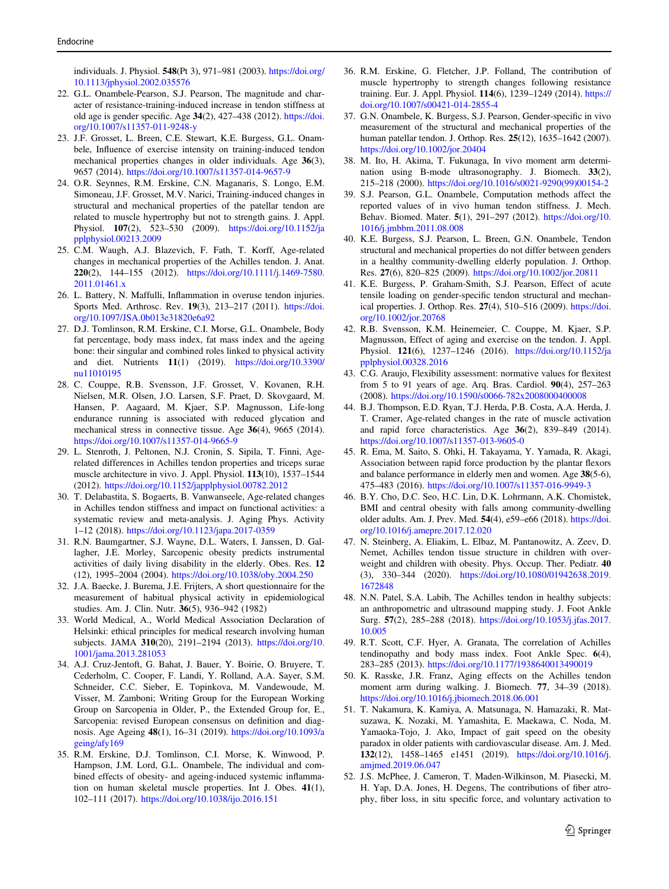individuals. J. Physiol. **548**(Pt 3), 971–981 (2003). https://doi.org/10.1113/jphysiol.2002.035576

22. G.L. Onambele-Pearson, S.J. Pearson, The magnitude and character of resistance-training-induced increase in tendon stiffness at old age is gender specific. Age **34**(2), 427–438 (2012). https://doi.org/10.1007/s11357-011-9248-y
23. J.F. Grosset, L. Breen, C.E. Stewart, K.E. Burgess, G.L. Onambele, Influence of exercise intensity on training-induced tendon mechanical properties changes in older individuals. Age **36**(3), 9657 (2014). https://doi.org/10.1007/s11357-014-9657-9
24. O.R. Seynnes, R.M. Erskine, C.N. Maganaris, S. Longo, E.M. Simoneau, J.F. Grosset, M.V. Narici, Training-induced changes in structural and mechanical properties of the patellar tendon are related to muscle hypertrophy but not to strength gains. J. Appl. Physiol. **107**(2), 523–530 (2009). https://doi.org/10.1152/japplphysiol.00213.2009
25. C.M. Waugh, A.J. Blazevich, F. Fath, T. Korff, Age-related changes in mechanical properties of the Achilles tendon. J. Anat. **220**(2), 144–155 (2012). https://doi.org/10.1111/j.1469-7580.2011.01461.x
26. L. Battery, N. Maffulli, Inflammation in overuse tendon injuries. Sports Med. Arthrosc. Rev. **19**(3), 213–217 (2011). https://doi.org/10.1097/JSA.0b013e31820e6a92
27. D.J. Tomlinson, R.M. Erskine, C.I. Morse, G.L. Onambele, Body fat percentage, body mass index, fat mass index and the ageing bone: their singular and combined roles linked to physical activity and diet. Nutrients **11**(1) (2019). https://doi.org/10.3390/nu11010195
28. C. Couppe, R.B. Svensson, J.F. Grosset, V. Kovanen, R.H. Nielsen, M.R. Olsen, J.O. Larsen, S.F. Praet, D. Skovgaard, M. Hansen, P. Aagaard, M. Kjaer, S.P. Magnusson, Life-long endurance running is associated with reduced glycation and mechanical stress in connective tissue. Age **36**(4), 9665 (2014). https://doi.org/10.1007/s11357-014-9665-9
29. L. Stenroth, J. Peltonen, N.J. Cronin, S. Sipila, T. Finni, Age-related differences in Achilles tendon properties and triceps surae muscle architecture in vivo. J. Appl. Physiol. **113**(10), 1537–1544 (2012). https://doi.org/10.1152/japplphysiol.00782.2012
30. T. Delabastita, S. Bogaerts, B. Vanwanseele, Age-related changes in Achilles tendon stiffness and impact on functional activities: a systematic review and meta-analysis. J. Aging Phys. Activity 1–12 (2018). https://doi.org/10.1123/japa.2017-0359
31. R.N. Baumgartner, S.J. Wayne, D.L. Waters, I. Janssen, D. Gallagher, J.E. Morley, Sarcopenic obesity predicts instrumental activities of daily living disability in the elderly. Obes. Res. **12** (12), 1995–2004 (2004). https://doi.org/10.1038/oby.2004.250
32. J.A. Baecke, J. Burema, J.E. Frijters, A short questionnaire for the measurement of habitual physical activity in epidemiological studies. Am. J. Clin. Nutr. **36**(5), 936–942 (1982)
33. World Medical, A., World Medical Association Declaration of Helsinki: ethical principles for medical research involving human subjects. JAMA **310**(20), 2191–2194 (2013). https://doi.org/10.1001/jama.2013.281053
34. A.J. Cruz-Jentoft, G. Bahat, J. Bauer, Y. Boirie, O. Bruyere, T. Cederholm, C. Cooper, F. Landi, Y. Rolland, A.A. Sayer, S.M. Schneider, C.C. Sieber, E. Topinkova, M. Vandewoude, M. Visser, M. Zamboni; Writing Group for the European Working Group on Sarcopenia in Older, P., the Extended Group for, E., Sarcopenia: revised European consensus on definition and diagnosis. Age Ageing **48**(1), 16–31 (2019). https://doi.org/10.1093/ageing/afy169
35. R.M. Erskine, D.J. Tomlinson, C.I. Morse, K. Winwood, P. Hampson, J.M. Lord, G.L. Onambele, The individual and combined effects of obesity- and ageing-induced systemic inflammation on human skeletal muscle properties. Int J. Obes. **41**(1), 102–111 (2017). https://doi.org/10.1038/ijo.2016.151
36. R.M. Erskine, G. Fletcher, J.P. Folland, The contribution of muscle hypertrophy to strength changes following resistance training. Eur. J. Appl. Physiol. **114**(6), 1239–1249 (2014). https://doi.org/10.1007/s00421-014-2855-4
37. G.N. Onambele, K. Burgess, S.J. Pearson, Gender-specific in vivo measurement of the structural and mechanical properties of the human patellar tendon. J. Orthop. Res. **25**(12), 1635–1642 (2007). https://doi.org/10.1002/jor.20404
38. M. Ito, H. Akima, T. Fukunaga, In vivo moment arm determination using B-mode ultrasonography. J. Biomech. **33**(2), 215–218 (2000). https://doi.org/10.1016/s0021-9290(99)00154-2
39. S.J. Pearson, G.L. Onambele, Computation methods affect the reported values of in vivo human tendon stiffness. J. Mech. Behav. Biomed. Mater. **5**(1), 291–297 (2012). https://doi.org/10.1016/j.jmbbm.2011.08.008
40. K.E. Burgess, S.J. Pearson, L. Breen, G.N. Onambele, Tendon structural and mechanical properties do not differ between genders in a healthy community-dwelling elderly population. J. Orthop. Res. **27**(6), 820–825 (2009). https://doi.org/10.1002/jor.20811
41. K.E. Burgess, P. Graham-Smith, S.J. Pearson, Effect of acute tensile loading on gender-specific tendon structural and mechanical properties. J. Orthop. Res. **27**(4), 510–516 (2009). https://doi.org/10.1002/jor.20768
42. R.B. Svensson, K.M. Heinemeier, C. Couppe, M. Kjaer, S.P. Magnusson, Effect of aging and exercise on the tendon. J. Appl. Physiol. **121**(6), 1237–1246 (2016). https://doi.org/10.1152/japplphysiol.00328.2016
43. C.G. Araujo, Flexibility assessment: normative values for flexitest from 5 to 91 years of age. Arq. Bras. Cardiol. **90**(4), 257–263 (2008). https://doi.org/10.1590/s0066-782x2008000400008
44. B.J. Thompson, E.D. Ryan, T.J. Herda, P.B. Costa, A.A. Herda, J. T. Cramer, Age-related changes in the rate of muscle activation and rapid force characteristics. Age **36**(2), 839–849 (2014). https://doi.org/10.1007/s11357-013-9605-0
45. R. Ema, M. Saito, S. Ohki, H. Takayama, Y. Yamada, R. Akagi, Association between rapid force production by the plantar flexors and balance performance in elderly men and women. Age **38**(5-6), 475–483 (2016). https://doi.org/10.1007/s11357-016-9949-3
46. B.Y. Cho, D.C. Seo, H.C. Lin, D.K. Lohrmann, A.K. Chomistek, BMI and central obesity with falls among community-dwelling older adults. Am. J. Prev. Med. **54**(4), e59–e66 (2018). https://doi.org/10.1016/j.amepre.2017.12.020
47. N. Steinberg, A. Eliakim, L. Elbaz, M. Pantanowitz, A. Zeev, D. Nemet, Achilles tendon tissue structure in children with overweight and children with obesity. Phys. Occup. Ther. Pediatr. **40** (3), 330–344 (2020). https://doi.org/10.1080/01942638.2019.1672848
48. N.N. Patel, S.A. Labib, The Achilles tendon in healthy subjects: an anthropometric and ultrasound mapping study. J. Foot Ankle Surg. **57**(2), 285–288 (2018). https://doi.org/10.1053/j.jfas.2017.10.005
49. R.T. Scott, C.F. Hyer, A. Granata, The correlation of Achilles tendinopathy and body mass index. Foot Ankle Spec. **6**(4), 283–285 (2013). https://doi.org/10.1177/1938640013490019
50. K. Rasske, J.R. Franz, Aging effects on the Achilles tendon moment arm during walking. J. Biomech. **77**, 34–39 (2018). https://doi.org/10.1016/j.jbiomech.2018.06.001
51. T. Nakamura, K. Kamiya, A. Matsunaga, N. Hamazaki, R. Matsuzawa, K. Nozaki, M. Yamashita, E. Maekawa, C. Noda, M. Yamaoka-Tojo, J. Ako, Impact of gait speed on the obesity paradox in older patients with cardiovascular disease. Am. J. Med. **132**(12), 1458–1465 e1451 (2019). https://doi.org/10.1016/j.amjmed.2019.06.047
52. J.S. McPhee, J. Cameron, T. Maden-Wilkinson, M. Piasecki, M. H. Yap, D.A. Jones, H. Degens, The contributions of fiber atrophy, fiber loss, in situ specific force, and voluntary activation to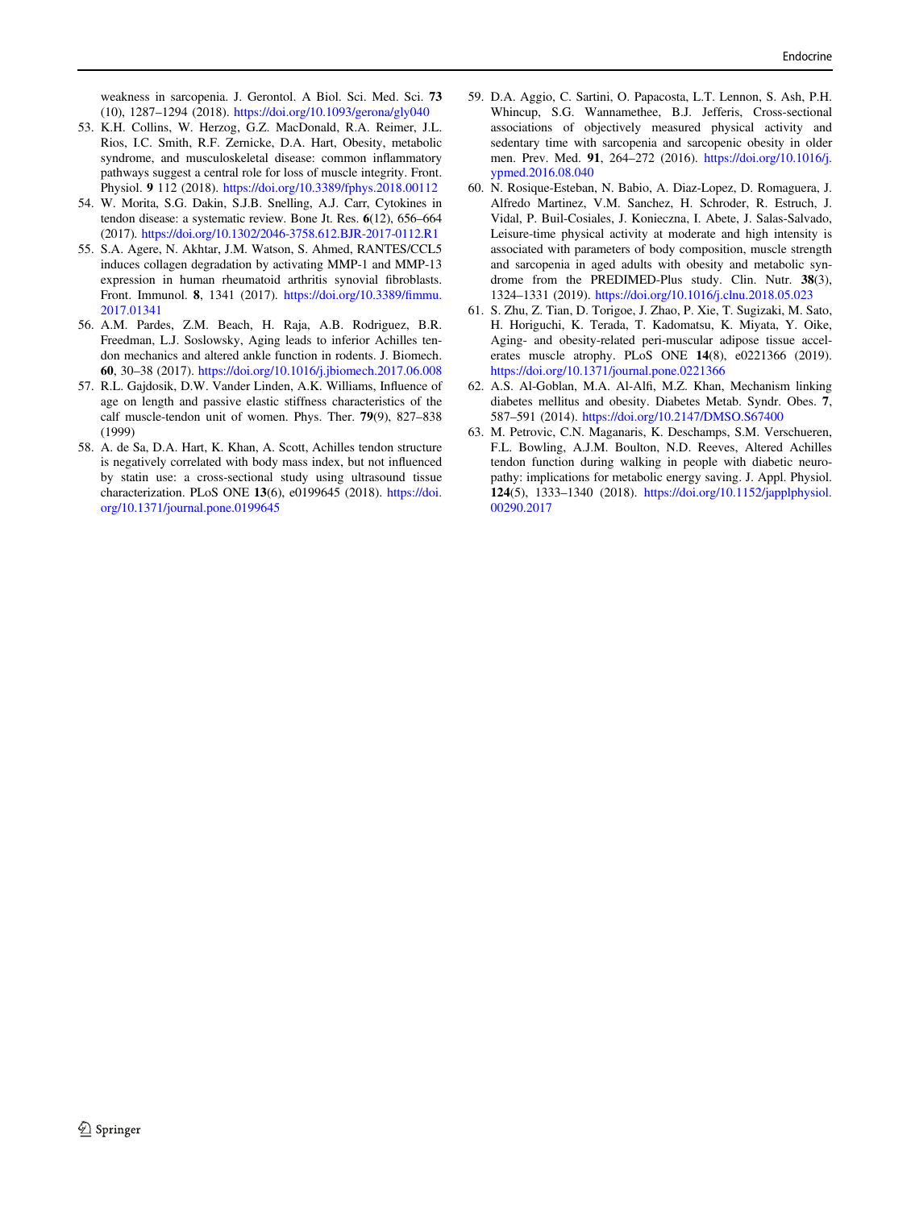weakness in sarcopenia. J. Gerontol. A Biol. Sci. Med. Sci. **73** (10), 1287–1294 (2018). https://doi.org/10.1093/gerona/gly040

53. K.H. Collins, W. Herzog, G.Z. MacDonald, R.A. Reimer, J.L. Rios, I.C. Smith, R.F. Zernicke, D.A. Hart, Obesity, metabolic syndrome, and musculoskeletal disease: common inflammatory pathways suggest a central role for loss of muscle integrity. Front. Physiol. **9** 112 (2018). https://doi.org/10.3389/fphys.2018.00112
54. W. Morita, S.G. Dakin, S.J.B. Snelling, A.J. Carr, Cytokines in tendon disease: a systematic review. Bone Jt. Res. **6**(12), 656–664 (2017). https://doi.org/10.1302/2046-3758.612.BJR-2017-0112.R1
55. S.A. Agere, N. Akhtar, J.M. Watson, S. Ahmed, RANTES/CCL5 induces collagen degradation by activating MMP-1 and MMP-13 expression in human rheumatoid arthritis synovial fibroblasts. Front. Immunol. **8**, 1341 (2017). https://doi.org/10.3389/fimmu.2017.01341
56. A.M. Pardes, Z.M. Beach, H. Raja, A.B. Rodriguez, B.R. Freedman, L.J. Soslowsky, Aging leads to inferior Achilles tendon mechanics and altered ankle function in rodents. J. Biomech. **60**, 30–38 (2017). https://doi.org/10.1016/j.jbiomech.2017.06.008
57. R.L. Gajdosik, D.W. Vander Linden, A.K. Williams, Influence of age on length and passive elastic stiffness characteristics of the calf muscle-tendon unit of women. Phys. Ther. **79**(9), 827–838 (1999)
58. A. de Sa, D.A. Hart, K. Khan, A. Scott, Achilles tendon structure is negatively correlated with body mass index, but not influenced by statin use: a cross-sectional study using ultrasound tissue characterization. PLoS ONE **13**(6), e0199645 (2018). https://doi.org/10.1371/journal.pone.0199645
59. D.A. Aggio, C. Sartini, O. Papacosta, L.T. Lennon, S. Ash, P.H. Whincup, S.G. Wannamethee, B.J. Jefferis, Cross-sectional associations of objectively measured physical activity and sedentary time with sarcopenia and sarcopenic obesity in older men. Prev. Med. **91**, 264–272 (2016). https://doi.org/10.1016/j.ypmed.2016.08.040
60. N. Rosique-Esteban, N. Babio, A. Diaz-Lopez, D. Romaguera, J. Alfredo Martinez, V.M. Sanchez, H. Schroder, R. Estruch, J. Vidal, P. Buil-Cosiales, J. Konieczna, I. Abete, J. Salas-Salvado, Leisure-time physical activity at moderate and high intensity is associated with parameters of body composition, muscle strength and sarcopenia in aged adults with obesity and metabolic syndrome from the PREDIMED-Plus study. Clin. Nutr. **38**(3), 1324–1331 (2019). https://doi.org/10.1016/j.clnu.2018.05.023
61. S. Zhu, Z. Tian, D. Torigoe, J. Zhao, P. Xie, T. Sugizaki, M. Sato, H. Horiguchi, K. Terada, T. Kadomatsu, K. Miyata, Y. Oike, Aging- and obesity-related peri-muscular adipose tissue accelerates muscle atrophy. PLoS ONE **14**(8), e0221366 (2019). https://doi.org/10.1371/journal.pone.0221366
62. A.S. Al-Goblan, M.A. Al-Alfi, M.Z. Khan, Mechanism linking diabetes mellitus and obesity. Diabetes Metab. Syndr. Obes. **7**, 587–591 (2014). https://doi.org/10.2147/DMSO.S67400
63. M. Petrovic, C.N. Maganaris, K. Deschamps, S.M. Verschueren, F.L. Bowling, A.J.M. Boulton, N.D. Reeves, Altered Achilles tendon function during walking in people with diabetic neuropathy: implications for metabolic energy saving. J. Appl. Physiol. **124**(5), 1333–1340 (2018). https://doi.org/10.1152/japplphysiol.00290.2017